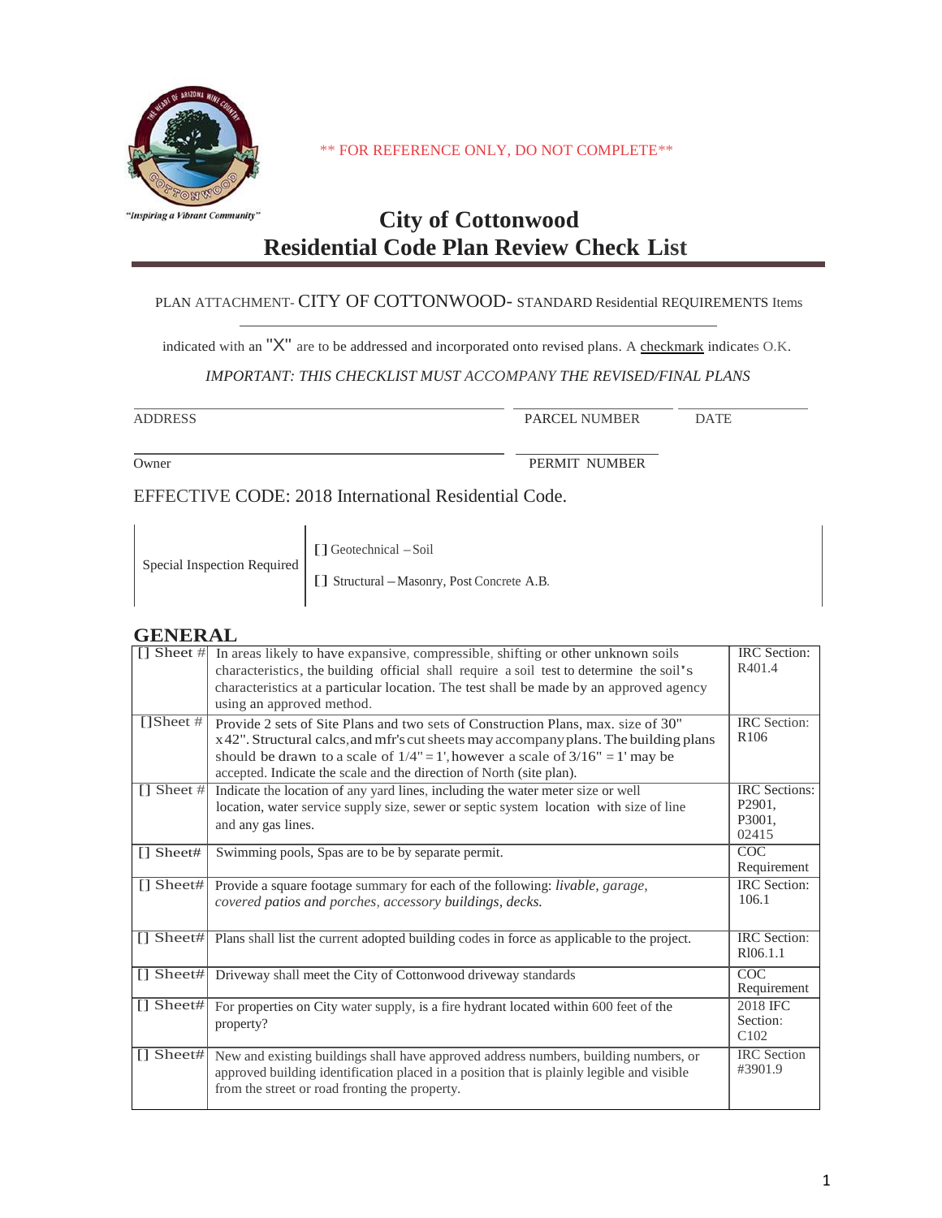"Inspiring a Vibrant Community"

** FOR REFERENCE ONLY, DO NOT COMPLETE**

# City of Cottonwood
# Residential Code Plan Review Check List

PLAN ATTACHMENT- CITY OF COTTONWOOD- STANDARD Residential REQUIREMENTS Items

indicated with an "X" are to be addressed and incorporated onto revised plans. A checkmark indicates O.K.

*IMPORTANT: THIS CHECKLIST MUST ACCOMPANY THE REVISED/FINAL PLANS*

ADDRESS _______________ PARCEL NUMBER _______________ DATE _______________

Owner _______________ PERMIT NUMBER _______________

EFFECTIVE CODE: 2018 International Residential Code.

| Special Inspection Required | [] Geotechnical – Soil<br>[] Structural – Masonry, Post Concrete A.B. |
|---|---|

## GENERAL

| | | |
|---|---|---|
| [] Sheet # | In areas likely to have expansive, compressible, shifting or other unknown soils characteristics, the building official shall require a soil test to determine the soil's characteristics at a particular location. The test shall be made by an approved agency using an approved method. | IRC Section: R401.4 |
| []Sheet # | Provide 2 sets of Site Plans and two sets of Construction Plans, max. size of 30" x42". Structural calcs, and mfr's cut sheets may accompany plans. The building plans should be drawn to a scale of 1/4" = 1', however a scale of 3/16" = 1' may be accepted. Indicate the scale and the direction of North (site plan). | IRC Section: R106 |
| [] Sheet # | Indicate the location of any yard lines, including the water meter size or well location, water service supply size, sewer or septic system location with size of line and any gas lines. | IRC Sections: P2901, P3001, 02415 |
| [] Sheet# | Swimming pools, Spas are to be by separate permit. | COC Requirement |
| [] Sheet# | Provide a square footage summary for each of the following: *livable, garage, covered patios and porches, accessory buildings, decks.* | IRC Section: 106.1 |
| [] Sheet# | Plans shall list the current adopted building codes in force as applicable to the project. | IRC Section: Rl06.1.1 |
| [] Sheet# | Driveway shall meet the City of Cottonwood driveway standards | COC Requirement |
| [] Sheet# | For properties on City water supply, is a fire hydrant located within 600 feet of the property? | 2018 IFC Section: C102 |
| [] Sheet# | New and existing buildings shall have approved address numbers, building numbers, or approved building identification placed in a position that is plainly legible and visible from the street or road fronting the property. | IRC Section #3901.9 |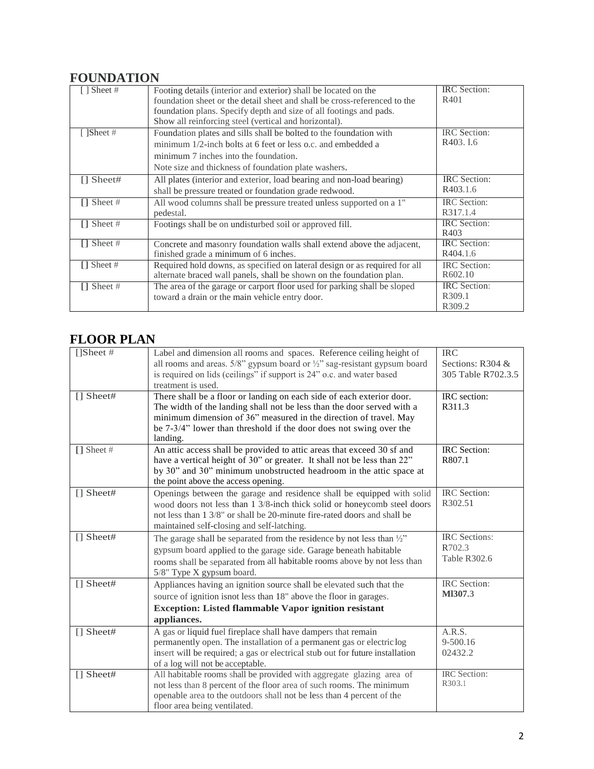## FOUNDATION

| | | |
|---|---|---|
| [ ] Sheet # | Footing details (interior and exterior) shall be located on the foundation sheet or the detail sheet and shall be cross-referenced to the foundation plans. Specify depth and size of all footings and pads. Show all reinforcing steel (vertical and horizontal). | IRC Section: R401 |
| [ ]Sheet # | Foundation plates and sills shall be bolted to the foundation with minimum 1/2-inch bolts at 6 feet or less o.c. and embedded a minimum 7 inches into the foundation. Note size and thickness of foundation plate washers. | IRC Section: R403. l.6 |
| [] Sheet# | All plates (interior and exterior, load bearing and non-load bearing) shall be pressure treated or foundation grade redwood. | IRC Section: R403.1.6 |
| [] Sheet # | All wood columns shall be pressure treated unless supported on a 1" pedestal. | IRC Section: R317.1.4 |
| [] Sheet # | Footings shall be on undisturbed soil or approved fill. | IRC Section: R403 |
| [] Sheet # | Concrete and masonry foundation walls shall extend above the adjacent, finished grade a minimum of 6 inches. | IRC Section: R404.1.6 |
| [] Sheet # | Required hold downs, as specified on lateral design or as required for all alternate braced wall panels, shall be shown on the foundation plan. | IRC Section: R602.10 |
| [] Sheet # | The area of the garage or carport floor used for parking shall be sloped toward a drain or the main vehicle entry door. | IRC Section: R309.1 R309.2 |

## FLOOR PLAN

| | | |
|---|---|---|
| []Sheet # | Label and dimension all rooms and spaces. Reference ceiling height of all rooms and areas. 5/8" gypsum board or ½" sag-resistant gypsum board is required on lids (ceilings" if support is 24" o.c. and water based treatment is used. | IRC Sections: R304 & 305 Table R702.3.5 |
| [] Sheet# | There shall be a floor or landing on each side of each exterior door. The width of the landing shall not be less than the door served with a minimum dimension of 36" measured in the direction of travel. May be 7-3/4" lower than threshold if the door does not swing over the landing. | IRC section: R311.3 |
| [] Sheet # | An attic access shall be provided to attic areas that exceed 30 sf and have a vertical height of 30" or greater. It shall not be less than 22" by 30" and 30" minimum unobstructed headroom in the attic space at the point above the access opening. | IRC Section: R807.1 |
| [] Sheet# | Openings between the garage and residence shall be equipped with solid wood doors not less than 1 3/8-inch thick solid or honeycomb steel doors not less than 1 3/8" or shall be 20-minute fire-rated doors and shall be maintained self-closing and self-latching. | IRC Section: R302.51 |
| [] Sheet# | The garage shall be separated from the residence by not less than ½" gypsum board applied to the garage side. Garage beneath habitable rooms shall be separated from all habitable rooms above by not less than 5/8" Type X gypsum board. | IRC Sections: R702.3 Table R302.6 |
| [] Sheet# | Appliances having an ignition source shall be elevated such that the source of ignition isnot less than 18" above the floor in garages. **Exception: Listed flammable Vapor ignition resistant appliances.** | IRC Section: **Ml307.3** |
| [] Sheet# | A gas or liquid fuel fireplace shall have dampers that remain permanently open. The installation of a permanent gas or electric log insert will be required; a gas or electrical stub out for future installation of a log will not be acceptable. | A.R.S. 9-500.16 02432.2 |
| [] Sheet# | All habitable rooms shall be provided with aggregate glazing area of not less than 8 percent of the floor area of such rooms. The minimum openable area to the outdoors shall not be less than 4 percent of the floor area being ventilated. | IRC Section: R303.1 |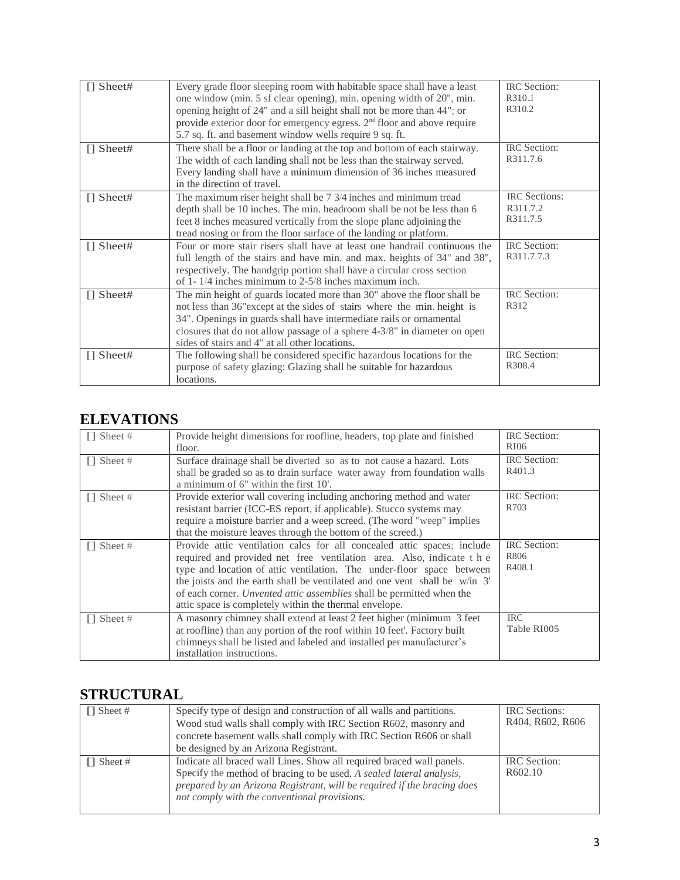| [] Sheet# | Every grade floor sleeping room with habitable space shall have a least one window (min. 5 sf clear opening), min. opening width of 20", min. opening height of 24" and a sill height shall not be more than 44"; or provide exterior door for emergency egress. 2nd floor and above require 5.7 sq. ft. and basement window wells require 9 sq. ft. | IRC Section: R310.1 R310.2 |
|---|---|---|
| [] Sheet# | There shall be a floor or landing at the top and bottom of each stairway. The width of each landing shall not be less than the stairway served. Every landing shall have a minimum dimension of 36 inches measured in the direction of travel. | IRC Section: R311.7.6 |
| [] Sheet# | The maximum riser height shall be 7 3/4 inches and minimum tread depth shall be 10 inches. The min. headroom shall be not be less than 6 feet 8 inches measured vertically from the slope plane adjoining the tread nosing or from the floor surface of the landing or platform. | IRC Sections: R311.7.2 R311.7.5 |
| [] Sheet# | Four or more stair risers shall have at least one handrail continuous the full length of the stairs and have min. and max. heights of 34" and 38", respectively. The handgrip portion shall have a circular cross section of 1- 1/4 inches minimum to 2-5/8 inches maximum inch. | IRC Section: R311.7.7.3 |
| [] Sheet# | The min height of guards located more than 30" above the floor shall be not less than 36"except at the sides of stairs where the min. height is 34". Openings in guards shall have intermediate rails or ornamental closures that do not allow passage of a sphere 4-3/8" in diameter on open sides of stairs and 4" at all other locations. | IRC Section: R312 |
| [] Sheet# | The following shall be considered specific hazardous locations for the purpose of safety glazing: Glazing shall be suitable for hazardous locations. | IRC Section: R308.4 |

## ELEVATIONS

| [] Sheet # | Provide height dimensions for roofline, headers, top plate and finished floor. | IRC Section: RI06 |
|---|---|---|
| [] Sheet # | Surface drainage shall be diverted so as to not cause a hazard. Lots shall be graded so as to drain surface water away from foundation walls a minimum of 6" within the first 10'. | IRC Section: R401.3 |
| [] Sheet # | Provide exterior wall covering including anchoring method and water resistant barrier (ICC-ES report, if applicable). Stucco systems may require a moisture barrier and a weep screed. (The word "weep" implies that the moisture leaves through the bottom of the screed.) | IRC Section: R703 |
| [] Sheet # | Provide attic ventilation calcs for all concealed attic spaces; include required and provided net free ventilation area. Also, indicate the type and location of attic ventilation. The under-floor space between the joists and the earth shall be ventilated and one vent shall be w/in 3' of each corner. *Unvented attic assemblies* shall be permitted when the attic space is completely within the thermal envelope. | IRC Section: R806 R408.1 |
| [] Sheet # | A masonry chimney shall extend at least 2 feet higher (minimum 3 feet at roofline) than any portion of the roof within 10 feet'. Factory built chimneys shall be listed and labeled and installed per manufacturer's installation instructions. | IRC Table RI005 |

## STRUCTURAL

| [] Sheet # | Specify type of design and construction of all walls and partitions. Wood stud walls shall comply with IRC Section R602, masonry and concrete basement walls shall comply with IRC Section R606 or shall be designed by an Arizona Registrant. | IRC Sections: R404, R602, R606 |
|---|---|---|
| [] Sheet # | Indicate all braced wall Lines. Show all required braced wall panels. Specify the method of bracing to be used. *A sealed lateral analysis, prepared by an Arizona Registrant, will be required if the bracing does not comply with the conventional provisions.* | IRC Section: R602.10 |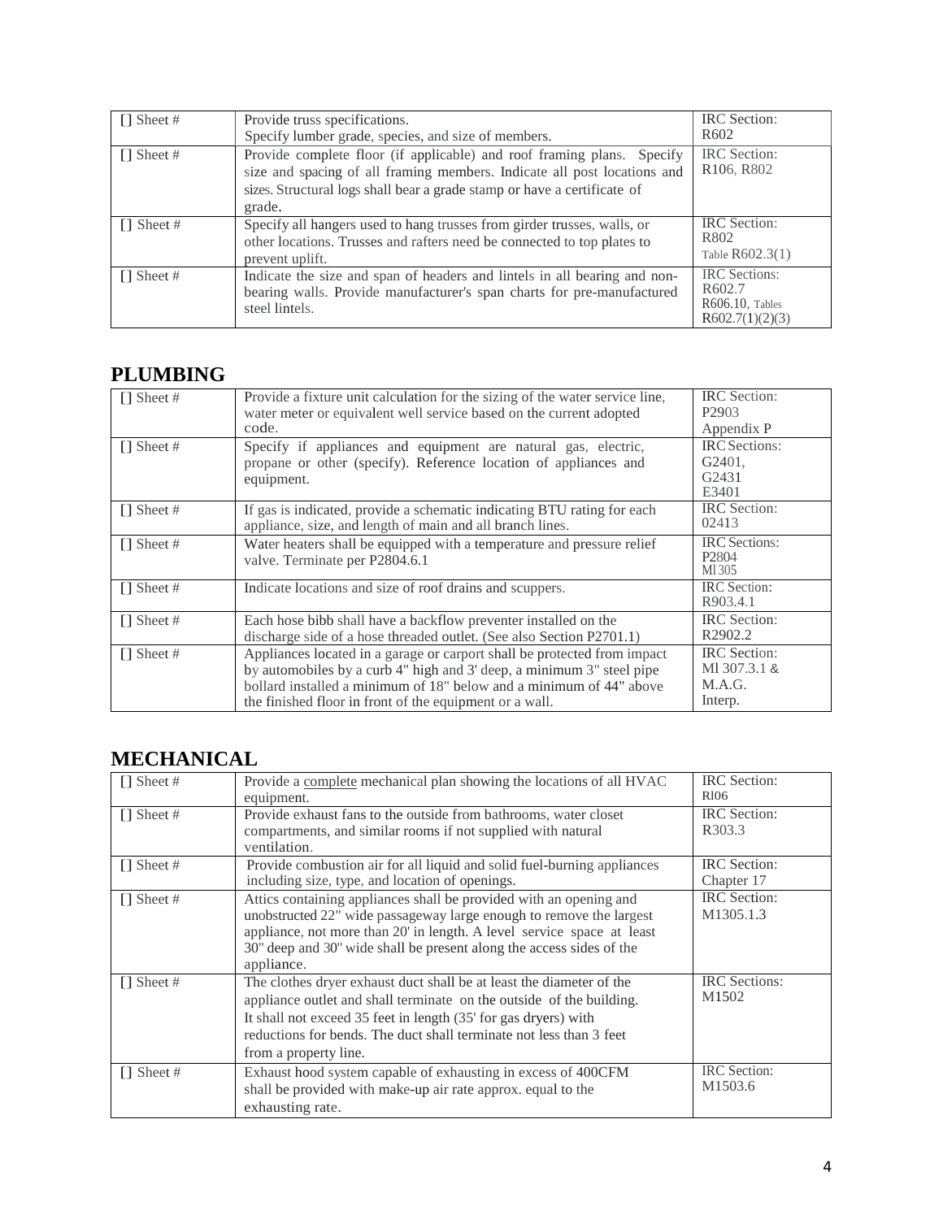| [] Sheet # | Provide truss specifications.<br>Specify lumber grade, species, and size of members. | IRC Section:<br>R602 |
|---|---|---|
| [] Sheet # | Provide complete floor (if applicable) and roof framing plans. Specify size and spacing of all framing members. Indicate all post locations and sizes. Structural logs shall bear a grade stamp or have a certificate of grade. | IRC Section:<br>R106, R802 |
| [] Sheet # | Specify all hangers used to hang trusses from girder trusses, walls, or other locations. Trusses and rafters need be connected to top plates to prevent uplift. | IRC Section:<br>R802<br>Table R602.3(1) |
| [] Sheet # | Indicate the size and span of headers and lintels in all bearing and non-bearing walls. Provide manufacturer's span charts for pre-manufactured steel lintels. | IRC Sections:<br>R602.7<br>R606.10, Tables<br>R602.7(1)(2)(3) |

## PLUMBING

| [] Sheet # | Provide a fixture unit calculation for the sizing of the water service line, water meter or equivalent well service based on the current adopted code. | IRC Section:<br>P2903<br>Appendix P |
|---|---|---|
| [] Sheet # | Specify if appliances and equipment are natural gas, electric, propane or other (specify). Reference location of appliances and equipment. | IRC Sections:<br>G2401,<br>G2431<br>E3401 |
| [] Sheet # | If gas is indicated, provide a schematic indicating BTU rating for each appliance, size, and length of main and all branch lines. | IRC Section:<br>02413 |
| [] Sheet # | Water heaters shall be equipped with a temperature and pressure relief valve. Terminate per P2804.6.1 | IRC Sections:<br>P2804<br>Ml305 |
| [] Sheet # | Indicate locations and size of roof drains and scuppers. | IRC Section:<br>R903.4.1 |
| [] Sheet # | Each hose bibb shall have a backflow preventer installed on the discharge side of a hose threaded outlet. (See also Section P2701.1) | IRC Section:<br>R2902.2 |
| [] Sheet # | Appliances located in a garage or carport shall be protected from impact by automobiles by a curb 4" high and 3' deep, a minimum 3" steel pipe bollard installed a minimum of 18" below and a minimum of 44" above the finished floor in front of the equipment or a wall. | IRC Section:<br>Ml 307.3.1 &<br>M.A.G.<br>Interp. |

## MECHANICAL

| [] Sheet # | Provide a complete mechanical plan showing the locations of all HVAC equipment. | IRC Section:<br>Rl06 |
|---|---|---|
| [] Sheet # | Provide exhaust fans to the outside from bathrooms, water closet compartments, and similar rooms if not supplied with natural ventilation. | IRC Section:<br>R303.3 |
| [] Sheet # | Provide combustion air for all liquid and solid fuel-burning appliances including size, type, and location of openings. | IRC Section:<br>Chapter 17 |
| [] Sheet # | Attics containing appliances shall be provided with an opening and unobstructed 22" wide passageway large enough to remove the largest appliance, not more than 20' in length. A level service space at least 30" deep and 30" wide shall be present along the access sides of the appliance. | IRC Section:<br>M1305.1.3 |
| [] Sheet # | The clothes dryer exhaust duct shall be at least the diameter of the appliance outlet and shall terminate on the outside of the building. It shall not exceed 35 feet in length (35' for gas dryers) with reductions for bends. The duct shall terminate not less than 3 feet from a property line. | IRC Sections:<br>M1502 |
| [] Sheet # | Exhaust hood system capable of exhausting in excess of 400CFM shall be provided with make-up air rate approx. equal to the exhausting rate. | IRC Section:<br>M1503.6 |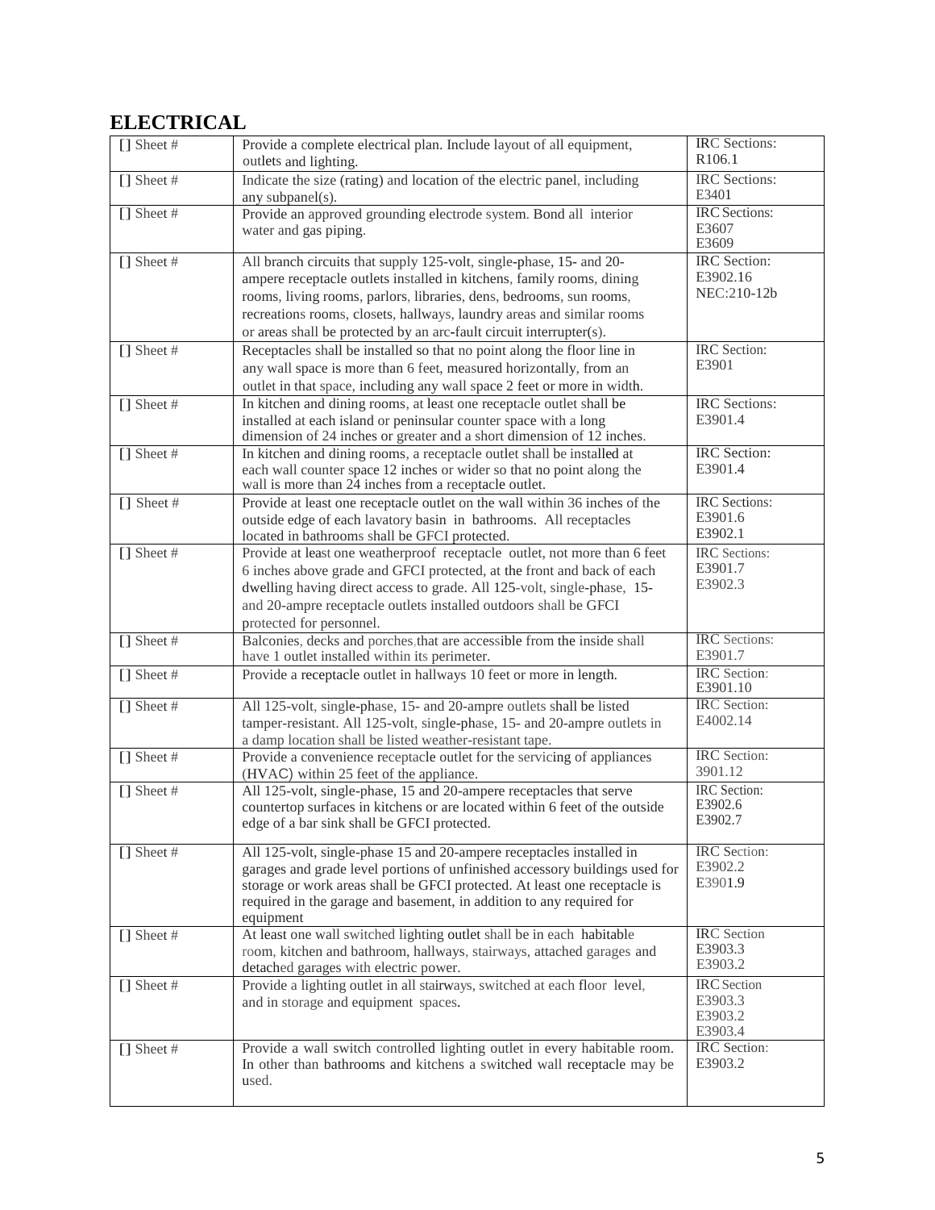## ELECTRICAL

| | | |
|---|---|---|
| [] Sheet # | Provide a complete electrical plan. Include layout of all equipment, outlets and lighting. | IRC Sections: R106.1 |
| [] Sheet # | Indicate the size (rating) and location of the electric panel, including any subpanel(s). | IRC Sections: E3401 |
| [] Sheet # | Provide an approved grounding electrode system. Bond all interior water and gas piping. | IRC Sections: E3607 E3609 |
| [] Sheet # | All branch circuits that supply 125-volt, single-phase, 15- and 20-ampere receptacle outlets installed in kitchens, family rooms, dining rooms, living rooms, parlors, libraries, dens, bedrooms, sun rooms, recreations rooms, closets, hallways, laundry areas and similar rooms or areas shall be protected by an arc-fault circuit interrupter(s). | IRC Section: E3902.16 NEC:210-12b |
| [] Sheet # | Receptacles shall be installed so that no point along the floor line in any wall space is more than 6 feet, measured horizontally, from an outlet in that space, including any wall space 2 feet or more in width. | IRC Section: E3901 |
| [] Sheet # | In kitchen and dining rooms, at least one receptacle outlet shall be installed at each island or peninsular counter space with a long dimension of 24 inches or greater and a short dimension of 12 inches. | IRC Sections: E3901.4 |
| [] Sheet # | In kitchen and dining rooms, a receptacle outlet shall be installed at each wall counter space 12 inches or wider so that no point along the wall is more than 24 inches from a receptacle outlet. | IRC Section: E3901.4 |
| [] Sheet # | Provide at least one receptacle outlet on the wall within 36 inches of the outside edge of each lavatory basin in bathrooms. All receptacles located in bathrooms shall be GFCI protected. | IRC Sections: E3901.6 E3902.1 |
| [] Sheet # | Provide at least one weatherproof receptacle outlet, not more than 6 feet 6 inches above grade and GFCI protected, at the front and back of each dwelling having direct access to grade. All 125-volt, single-phase, 15- and 20-ampre receptacle outlets installed outdoors shall be GFCI protected for personnel. | IRC Sections: E3901.7 E3902.3 |
| [] Sheet # | Balconies, decks and porches,that are accessible from the inside shall have 1 outlet installed within its perimeter. | IRC Sections: E3901.7 |
| [] Sheet # | Provide a receptacle outlet in hallways 10 feet or more in length. | IRC Section: E3901.10 |
| [] Sheet # | All 125-volt, single-phase, 15- and 20-ampre outlets shall be listed tamper-resistant. All 125-volt, single-phase, 15- and 20-ampre outlets in a damp location shall be listed weather-resistant tape. | IRC Section: E4002.14 |
| [] Sheet # | Provide a convenience receptacle outlet for the servicing of appliances (HVAC) within 25 feet of the appliance. | IRC Section: 3901.12 |
| [] Sheet # | All 125-volt, single-phase, 15 and 20-ampere receptacles that serve countertop surfaces in kitchens or are located within 6 feet of the outside edge of a bar sink shall be GFCI protected. | IRC Section: E3902.6 E3902.7 |
| [] Sheet # | All 125-volt, single-phase 15 and 20-ampere receptacles installed in garages and grade level portions of unfinished accessory buildings used for storage or work areas shall be GFCI protected. At least one receptacle is required in the garage and basement, in addition to any required for equipment | IRC Section: E3902.2 E3901.9 |
| [] Sheet # | At least one wall switched lighting outlet shall be in each habitable room, kitchen and bathroom, hallways, stairways, attached garages and detached garages with electric power. | IRC Section E3903.3 E3903.2 |
| [] Sheet # | Provide a lighting outlet in all stairways, switched at each floor level, and in storage and equipment spaces. | IRC Section E3903.3 E3903.2 E3903.4 |
| [] Sheet # | Provide a wall switch controlled lighting outlet in every habitable room. In other than bathrooms and kitchens a switched wall receptacle may be used. | IRC Section: E3903.2 |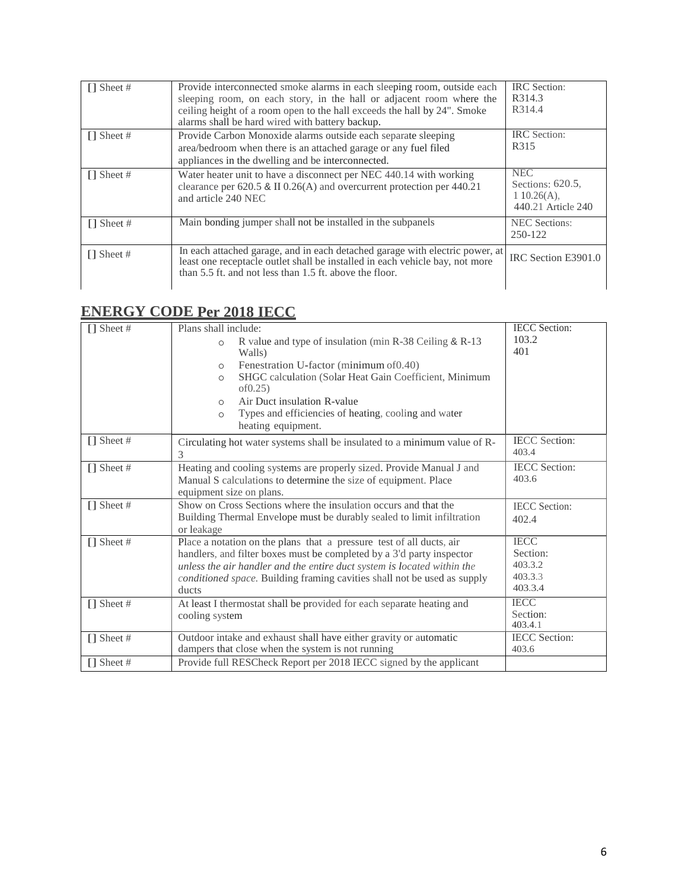| | | |
|---|---|---|
| [] Sheet # | Provide interconnected smoke alarms in each sleeping room, outside each sleeping room, on each story, in the hall or adjacent room where the ceiling height of a room open to the hall exceeds the hall by 24". Smoke alarms shall be hard wired with battery backup. | IRC Section: R314.3 R314.4 |
| [] Sheet # | Provide Carbon Monoxide alarms outside each separate sleeping area/bedroom when there is an attached garage or any fuel filed appliances in the dwelling and be interconnected. | IRC Section: R315 |
| [] Sheet # | Water heater unit to have a disconnect per NEC 440.14 with working clearance per 620.5 & II 0.26(A) and overcurrent protection per 440.21 and article 240 NEC | NEC Sections: 620.5, 1 10.26(A), 440.21 Article 240 |
| [] Sheet # | Main bonding jumper shall not be installed in the subpanels | NEC Sections: 250-122 |
| [] Sheet # | In each attached garage, and in each detached garage with electric power, at least one receptacle outlet shall be installed in each vehicle bay, not more than 5.5 ft. and not less than 1.5 ft. above the floor. | IRC Section E3901.0 |

## ENERGY CODE Per 2018 IECC

| | | |
|---|---|---|
| [] Sheet # | Plans shall include:<br>◦ R value and type of insulation (min R-38 Ceiling & R-13 Walls)<br>◦ Fenestration U-factor (minimum of0.40)<br>◦ SHGC calculation (Solar Heat Gain Coefficient, Minimum of0.25)<br>◦ Air Duct insulation R-value<br>◦ Types and efficiencies of heating, cooling and water heating equipment. | IECC Section: 103.2 401 |
| [] Sheet # | Circulating hot water systems shall be insulated to a minimum value of R-3 | IECC Section: 403.4 |
| [] Sheet # | Heating and cooling systems are properly sized. Provide Manual J and Manual S calculations to determine the size of equipment. Place equipment size on plans. | IECC Section: 403.6 |
| [] Sheet # | Show on Cross Sections where the insulation occurs and that the Building Thermal Envelope must be durably sealed to limit infiltration or leakage | IECC Section: 402.4 |
| [] Sheet # | Place a notation on the plans that a pressure test of all ducts, air handlers, and filter boxes must be completed by a 3'd party inspector *unless the air handler and the entire duct system is located within the conditioned space.* Building framing cavities shall not be used as supply ducts | IECC Section: 403.3.2 403.3.3 403.3.4 |
| [] Sheet # | At least I thermostat shall be provided for each separate heating and cooling system | IECC Section: 403.4.1 |
| [] Sheet # | Outdoor intake and exhaust shall have either gravity or automatic dampers that close when the system is not running | IECC Section: 403.6 |
| [] Sheet # | Provide full RESCheck Report per 2018 IECC signed by the applicant | |